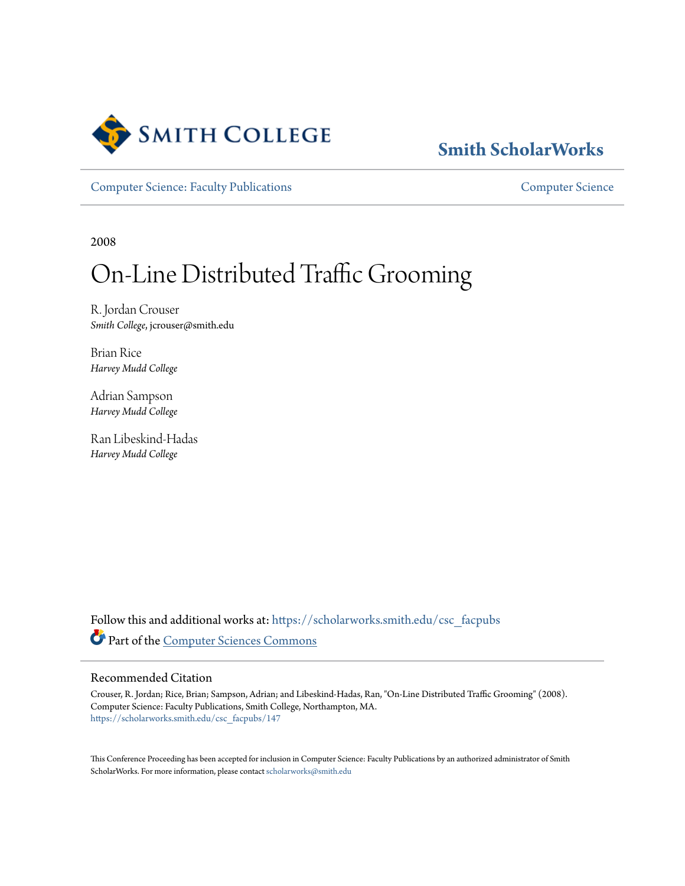Smith College

# Smith ScholarWorks

Computer Science: Faculty Publications

Computer Science

2008

# On-Line Distributed Traffic Grooming

R. Jordan Crouser
*Smith College*, jcrouser@smith.edu

Brian Rice
*Harvey Mudd College*

Adrian Sampson
*Harvey Mudd College*

Ran Libeskind-Hadas
*Harvey Mudd College*

Follow this and additional works at: https://scholarworks.smith.edu/csc_facpubs

Part of the Computer Sciences Commons

## Recommended Citation

Crouser, R. Jordan; Rice, Brian; Sampson, Adrian; and Libeskind-Hadas, Ran, "On-Line Distributed Traffic Grooming" (2008). Computer Science: Faculty Publications, Smith College, Northampton, MA.
https://scholarworks.smith.edu/csc_facpubs/147

This Conference Proceeding has been accepted for inclusion in Computer Science: Faculty Publications by an authorized administrator of Smith ScholarWorks. For more information, please contact scholarworks@smith.edu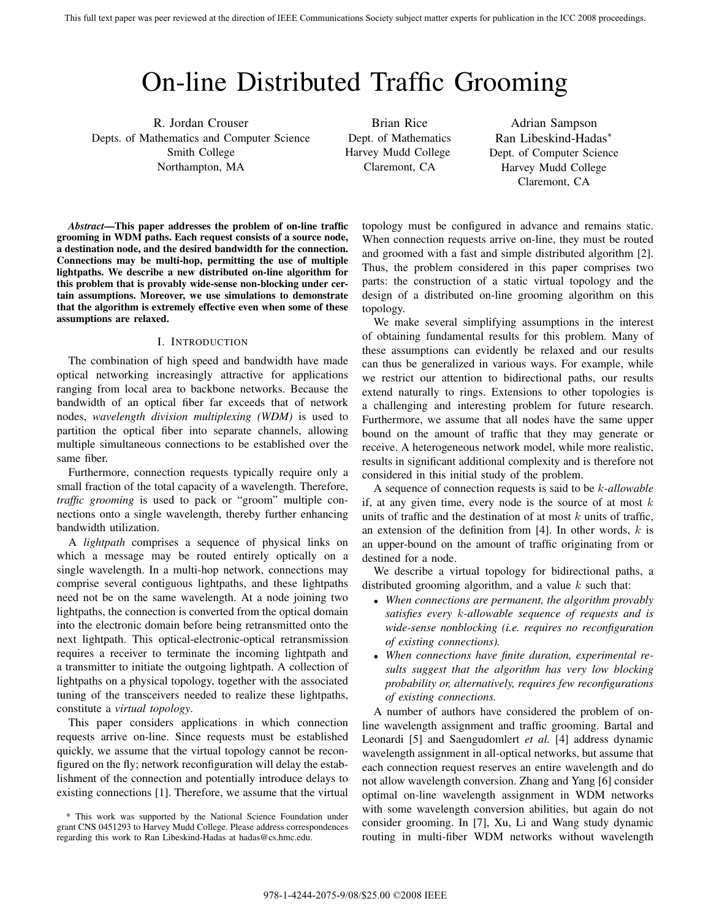# On-line Distributed Traffic Grooming

R. Jordan Crouser
Depts. of Mathematics and Computer Science
Smith College
Northampton, MA

Brian Rice
Dept. of Mathematics
Harvey Mudd College
Claremont, CA

Adrian Sampson
Ran Libeskind-Hadas*
Dept. of Computer Science
Harvey Mudd College
Claremont, CA

***Abstract*—This paper addresses the problem of on-line traffic grooming in WDM paths. Each request consists of a source node, a destination node, and the desired bandwidth for the connection. Connections may be multi-hop, permitting the use of multiple lightpaths. We describe a new distributed on-line algorithm for this problem that is provably wide-sense non-blocking under certain assumptions. Moreover, we use simulations to demonstrate that the algorithm is extremely effective even when some of these assumptions are relaxed.**

## I. Introduction

The combination of high speed and bandwidth have made optical networking increasingly attractive for applications ranging from local area to backbone networks. Because the bandwidth of an optical fiber far exceeds that of network nodes, *wavelength division multiplexing (WDM)* is used to partition the optical fiber into separate channels, allowing multiple simultaneous connections to be established over the same fiber.

Furthermore, connection requests typically require only a small fraction of the total capacity of a wavelength. Therefore, *traffic grooming* is used to pack or "groom" multiple connections onto a single wavelength, thereby further enhancing bandwidth utilization.

A *lightpath* comprises a sequence of physical links on which a message may be routed entirely optically on a single wavelength. In a multi-hop network, connections may comprise several contiguous lightpaths, and these lightpaths need not be on the same wavelength. At a node joining two lightpaths, the connection is converted from the optical domain into the electronic domain before being retransmitted onto the next lightpath. This optical-electronic-optical retransmission requires a receiver to terminate the incoming lightpath and a transmitter to initiate the outgoing lightpath. A collection of lightpaths on a physical topology, together with the associated tuning of the transceivers needed to realize these lightpaths, constitute a *virtual topology*.

This paper considers applications in which connection requests arrive on-line. Since requests must be established quickly, we assume that the virtual topology cannot be reconfigured on the fly; network reconfiguration will delay the establishment of the connection and potentially introduce delays to existing connections [1]. Therefore, we assume that the virtual topology must be configured in advance and remains static. When connection requests arrive on-line, they must be routed and groomed with a fast and simple distributed algorithm [2]. Thus, the problem considered in this paper comprises two parts: the construction of a static virtual topology and the design of a distributed on-line grooming algorithm on this topology.

We make several simplifying assumptions in the interest of obtaining fundamental results for this problem. Many of these assumptions can evidently be relaxed and our results can thus be generalized in various ways. For example, while we restrict our attention to bidirectional paths, our results extend naturally to rings. Extensions to other topologies is a challenging and interesting problem for future research. Furthermore, we assume that all nodes have the same upper bound on the amount of traffic that they may generate or receive. A heterogeneous network model, while more realistic, results in significant additional complexity and is therefore not considered in this initial study of the problem.

A sequence of connection requests is said to be $k$-*allowable* if, at any given time, every node is the source of at most $k$ units of traffic and the destination of at most $k$ units of traffic, an extension of the definition from [4]. In other words, $k$ is an upper-bound on the amount of traffic originating from or destined for a node.

We describe a virtual topology for bidirectional paths, a distributed grooming algorithm, and a value $k$ such that:

- *When connections are permanent, the algorithm provably satisfies every $k$-allowable sequence of requests and is wide-sense nonblocking (i.e. requires no reconfiguration of existing connections).*
- *When connections have finite duration, experimental results suggest that the algorithm has very low blocking probability or, alternatively, requires few reconfigurations of existing connections.*

A number of authors have considered the problem of on-line wavelength assignment and traffic grooming. Bartal and Leonardi [5] and Saengudomlert *et al.* [4] address dynamic wavelength assignment in all-optical networks, but assume that each connection request reserves an entire wavelength and do not allow wavelength conversion. Zhang and Yang [6] consider optimal on-line wavelength assignment in WDM networks with some wavelength conversion abilities, but again do not consider grooming. In [7], Xu, Li and Wang study dynamic routing in multi-fiber WDM networks without wavelength

\* This work was supported by the National Science Foundation under grant CNS 0451293 to Harvey Mudd College. Please address correspondences regarding this work to Ran Libeskind-Hadas at hadas@cs.hmc.edu.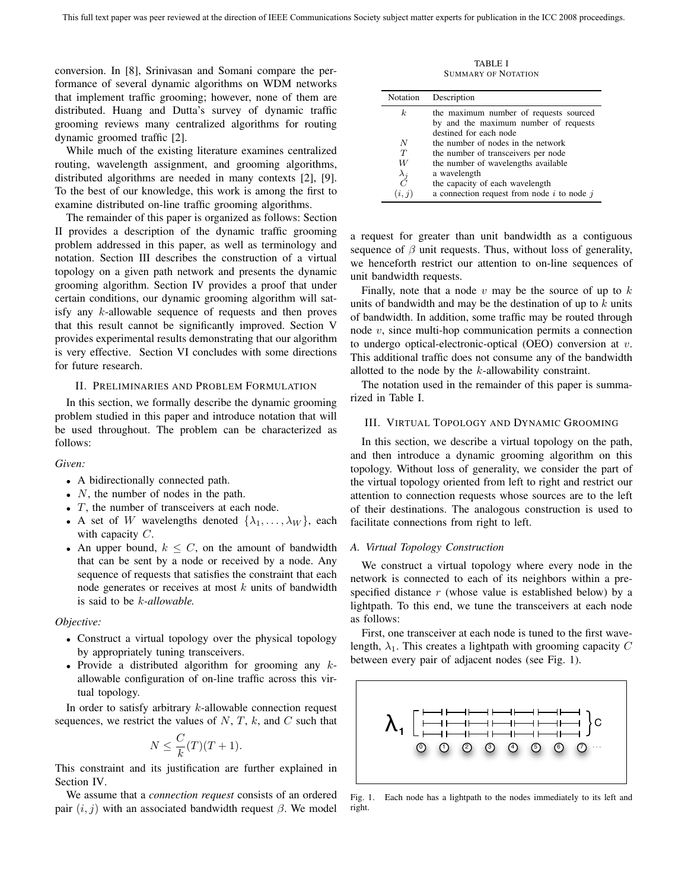conversion. In [8], Srinivasan and Somani compare the performance of several dynamic algorithms on WDM networks that implement traffic grooming; however, none of them are distributed. Huang and Dutta's survey of dynamic traffic grooming reviews many centralized algorithms for routing dynamic groomed traffic [2].

While much of the existing literature examines centralized routing, wavelength assignment, and grooming algorithms, distributed algorithms are needed in many contexts [2], [9]. To the best of our knowledge, this work is among the first to examine distributed on-line traffic grooming algorithms.

The remainder of this paper is organized as follows: Section II provides a description of the dynamic traffic grooming problem addressed in this paper, as well as terminology and notation. Section III describes the construction of a virtual topology on a given path network and presents the dynamic grooming algorithm. Section IV provides a proof that under certain conditions, our dynamic grooming algorithm will satisfy any $k$-allowable sequence of requests and then proves that this result cannot be significantly improved. Section V provides experimental results demonstrating that our algorithm is very effective. Section VI concludes with some directions for future research.

## II. Preliminaries and Problem Formulation

In this section, we formally describe the dynamic grooming problem studied in this paper and introduce notation that will be used throughout. The problem can be characterized as follows:

*Given:*

- A bidirectionally connected path.
- $N$, the number of nodes in the path.
- $T$, the number of transceivers at each node.
- A set of $W$ wavelengths denoted $\{\lambda_1, \ldots, \lambda_W\}$, each with capacity $C$.
- An upper bound, $k \leq C$, on the amount of bandwidth that can be sent by a node or received by a node. Any sequence of requests that satisfies the constraint that each node generates or receives at most $k$ units of bandwidth is said to be *k-allowable.*

*Objective:*

- Construct a virtual topology over the physical topology by appropriately tuning transceivers.
- Provide a distributed algorithm for grooming any $k$-allowable configuration of on-line traffic across this virtual topology.

In order to satisfy arbitrary $k$-allowable connection request sequences, we restrict the values of $N$, $T$, $k$, and $C$ such that

$$N \leq \frac{C}{k}(T)(T+1).$$

This constraint and its justification are further explained in Section IV.

We assume that a *connection request* consists of an ordered pair $(i, j)$ with an associated bandwidth request $\beta$. We model a request for greater than unit bandwidth as a contiguous sequence of $\beta$ unit requests. Thus, without loss of generality, we henceforth restrict our attention to on-line sequences of unit bandwidth requests.

Finally, note that a node $v$ may be the source of up to $k$ units of bandwidth and may be the destination of up to $k$ units of bandwidth. In addition, some traffic may be routed through node $v$, since multi-hop communication permits a connection to undergo optical-electronic-optical (OEO) conversion at $v$. This additional traffic does not consume any of the bandwidth allotted to the node by the $k$-allowability constraint.

The notation used in the remainder of this paper is summarized in Table I.

TABLE I
Summary of Notation

| Notation | Description |
|---|---|
| $k$ | the maximum number of requests sourced by and the maximum number of requests destined for each node |
| $N$ | the number of nodes in the network |
| $T$ | the number of transceivers per node |
| $W$ | the number of wavelengths available |
| $\lambda_j$ | a wavelength |
| $C$ | the capacity of each wavelength |
| $(i, j)$ | a connection request from node $i$ to node $j$ |

## III. Virtual Topology and Dynamic Grooming

In this section, we describe a virtual topology on the path, and then introduce a dynamic grooming algorithm on this topology. Without loss of generality, we consider the part of the virtual topology oriented from left to right and restrict our attention to connection requests whose sources are to the left of their destinations. The analogous construction is used to facilitate connections from right to left.

### A. Virtual Topology Construction

We construct a virtual topology where every node in the network is connected to each of its neighbors within a pre-specified distance $r$ (whose value is established below) by a lightpath. To this end, we tune the transceivers at each node as follows:

First, one transceiver at each node is tuned to the first wavelength, $\lambda_1$. This creates a lightpath with grooming capacity $C$ between every pair of adjacent nodes (see Fig. 1).

Fig. 1. Each node has a lightpath to the nodes immediately to its left and right.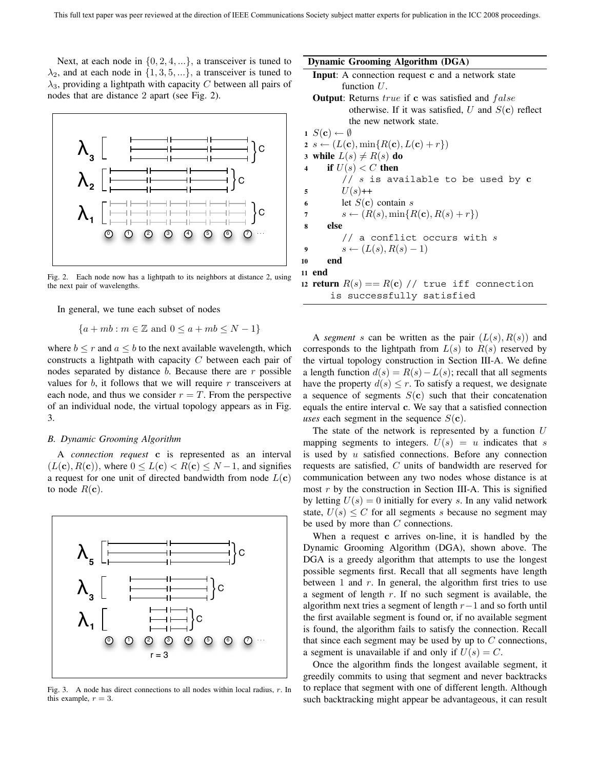Next, at each node in $\{0, 2, 4, ...\}$, a transceiver is tuned to $\lambda_2$, and at each node in $\{1, 3, 5, ...\}$, a transceiver is tuned to $\lambda_3$, providing a lightpath with capacity $C$ between all pairs of nodes that are distance 2 apart (see Fig. 2).

Fig. 2. Each node now has a lightpath to its neighbors at distance 2, using the next pair of wavelengths.

In general, we tune each subset of nodes

$$\{a + mb : m \in \mathbb{Z} \text{ and } 0 \leq a + mb \leq N - 1\}$$

where $b \leq r$ and $a \leq b$ to the next available wavelength, which constructs a lightpath with capacity $C$ between each pair of nodes separated by distance $b$. Because there are $r$ possible values for $b$, it follows that we will require $r$ transceivers at each node, and thus we consider $r = T$. From the perspective of an individual node, the virtual topology appears as in Fig. 3.

### B. Dynamic Grooming Algorithm

A *connection request* $\mathbf{c}$ is represented as an interval $(L(\mathbf{c}), R(\mathbf{c}))$, where $0 \leq L(\mathbf{c}) < R(\mathbf{c}) \leq N - 1$, and signifies a request for one unit of directed bandwidth from node $L(\mathbf{c})$ to node $R(\mathbf{c})$.

Fig. 3. A node has direct connections to all nodes within local radius, $r$. In this example, $r = 3$.

**Dynamic Grooming Algorithm (DGA)**

**Input**: A connection request $\mathbf{c}$ and a network state function $U$.

**Output**: Returns $true$ if $\mathbf{c}$ was satisfied and $false$ otherwise. If it was satisfied, $U$ and $S(\mathbf{c})$ reflect the new network state.

1. $S(\mathbf{c}) \leftarrow \emptyset$
2. $s \leftarrow (L(\mathbf{c}), \min\{R(\mathbf{c}), L(\mathbf{c}) + r\})$
3. **while** $L(s) \neq R(s)$ **do**
4. &nbsp;&nbsp;&nbsp;&nbsp;**if** $U(s) < C$ **then**
   &nbsp;&nbsp;&nbsp;&nbsp;&nbsp;&nbsp;&nbsp;&nbsp;// $s$ is available to be used by $\mathbf{c}$
5. &nbsp;&nbsp;&nbsp;&nbsp;&nbsp;&nbsp;&nbsp;&nbsp;$U(s)$++
6. &nbsp;&nbsp;&nbsp;&nbsp;&nbsp;&nbsp;&nbsp;&nbsp;let $S(\mathbf{c})$ contain $s$
7. &nbsp;&nbsp;&nbsp;&nbsp;&nbsp;&nbsp;&nbsp;&nbsp;$s \leftarrow (R(s), \min\{R(\mathbf{c}), R(s) + r\})$
8. &nbsp;&nbsp;&nbsp;&nbsp;**else**
   &nbsp;&nbsp;&nbsp;&nbsp;&nbsp;&nbsp;&nbsp;&nbsp;// a conflict occurs with $s$
9. &nbsp;&nbsp;&nbsp;&nbsp;&nbsp;&nbsp;&nbsp;&nbsp;$s \leftarrow (L(s), R(s) - 1)$
10. &nbsp;&nbsp;&nbsp;&nbsp;**end**
11. **end**
12. **return** $R(s) == R(\mathbf{c})$ // true iff connection is successfully satisfied

A *segment* $s$ can be written as the pair $(L(s), R(s))$ and corresponds to the lightpath from $L(s)$ to $R(s)$ reserved by the virtual topology construction in Section III-A. We define a length function $d(s) = R(s) - L(s)$; recall that all segments have the property $d(s) \leq r$. To satisfy a request, we designate a sequence of segments $S(\mathbf{c})$ such that their concatenation equals the entire interval $\mathbf{c}$. We say that a satisfied connection *uses* each segment in the sequence $S(\mathbf{c})$.

The state of the network is represented by a function $U$ mapping segments to integers. $U(s) = u$ indicates that $s$ is used by $u$ satisfied connections. Before any connection requests are satisfied, $C$ units of bandwidth are reserved for communication between any two nodes whose distance is at most $r$ by the construction in Section III-A. This is signified by letting $U(s) = 0$ initially for every $s$. In any valid network state, $U(s) \leq C$ for all segments $s$ because no segment may be used by more than $C$ connections.

When a request $\mathbf{c}$ arrives on-line, it is handled by the Dynamic Grooming Algorithm (DGA), shown above. The DGA is a greedy algorithm that attempts to use the longest possible segments first. Recall that all segments have length between 1 and $r$. In general, the algorithm first tries to use a segment of length $r$. If no such segment is available, the algorithm next tries a segment of length $r-1$ and so forth until the first available segment is found or, if no available segment is found, the algorithm fails to satisfy the connection. Recall that since each segment may be used by up to $C$ connections, a segment is unavailable if and only if $U(s) = C$.

Once the algorithm finds the longest available segment, it greedily commits to using that segment and never backtracks to replace that segment with one of different length. Although such backtracking might appear be advantageous, it can result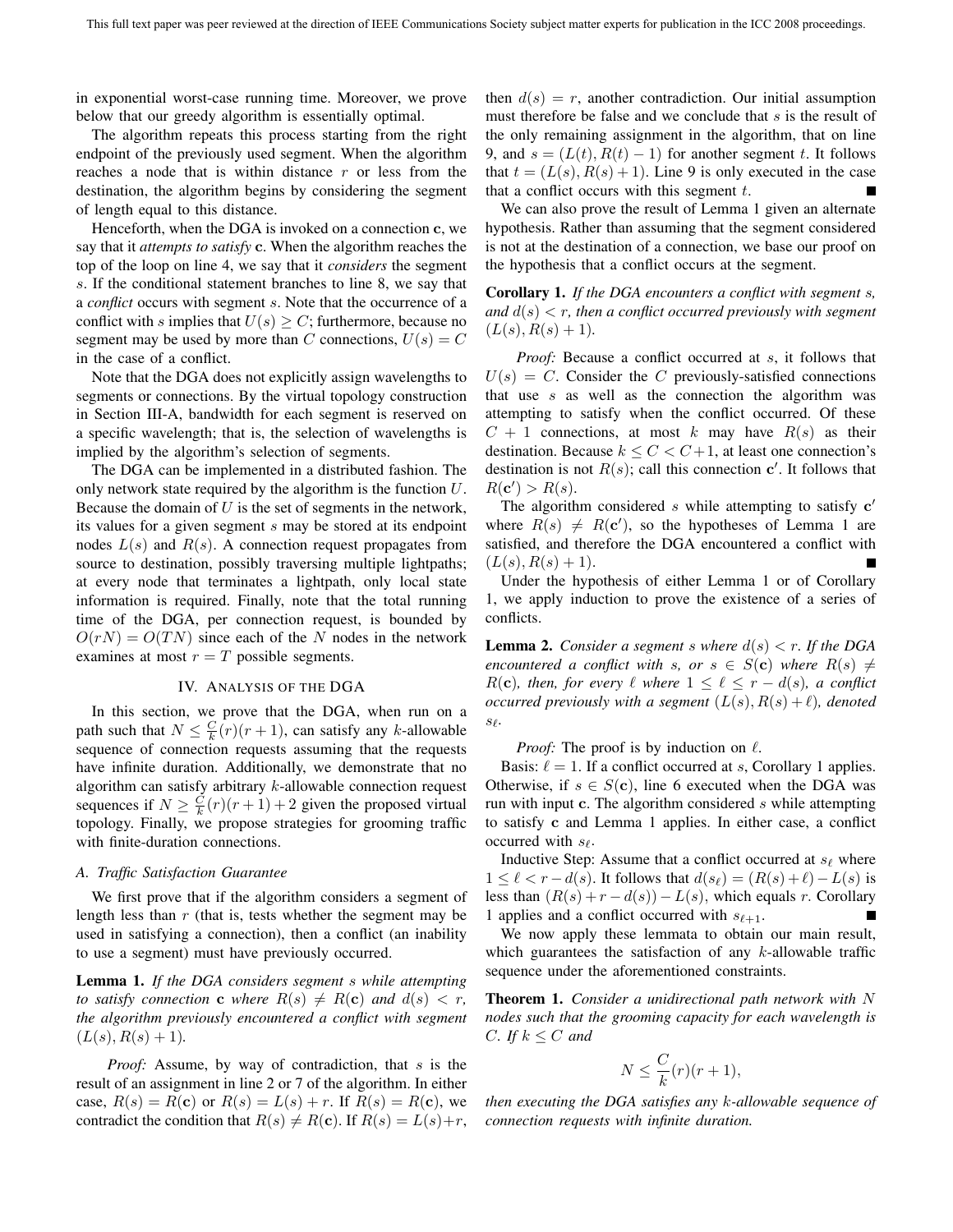in exponential worst-case running time. Moreover, we prove below that our greedy algorithm is essentially optimal.

The algorithm repeats this process starting from the right endpoint of the previously used segment. When the algorithm reaches a node that is within distance $r$ or less from the destination, the algorithm begins by considering the segment of length equal to this distance.

Henceforth, when the DGA is invoked on a connection $\mathbf{c}$, we say that it *attempts to satisfy* $\mathbf{c}$. When the algorithm reaches the top of the loop on line 4, we say that it *considers* the segment $s$. If the conditional statement branches to line 8, we say that a *conflict* occurs with segment $s$. Note that the occurrence of a conflict with $s$ implies that $U(s) \geq C$; furthermore, because no segment may be used by more than $C$ connections, $U(s) = C$ in the case of a conflict.

Note that the DGA does not explicitly assign wavelengths to segments or connections. By the virtual topology construction in Section III-A, bandwidth for each segment is reserved on a specific wavelength; that is, the selection of wavelengths is implied by the algorithm's selection of segments.

The DGA can be implemented in a distributed fashion. The only network state required by the algorithm is the function $U$. Because the domain of $U$ is the set of segments in the network, its values for a given segment $s$ may be stored at its endpoint nodes $L(s)$ and $R(s)$. A connection request propagates from source to destination, possibly traversing multiple lightpaths; at every node that terminates a lightpath, only local state information is required. Finally, note that the total running time of the DGA, per connection request, is bounded by $O(rN) = O(TN)$ since each of the $N$ nodes in the network examines at most $r = T$ possible segments.

## IV. Analysis of the DGA

In this section, we prove that the DGA, when run on a path such that $N \leq \frac{C}{k}(r)(r+1)$, can satisfy any $k$-allowable sequence of connection requests assuming that the requests have infinite duration. Additionally, we demonstrate that no algorithm can satisfy arbitrary $k$-allowable connection request sequences if $N \geq \frac{C}{k}(r)(r+1)+2$ given the proposed virtual topology. Finally, we propose strategies for grooming traffic with finite-duration connections.

### A. Traffic Satisfaction Guarantee

We first prove that if the algorithm considers a segment of length less than $r$ (that is, tests whether the segment may be used in satisfying a connection), then a conflict (an inability to use a segment) must have previously occurred.

**Lemma 1.** *If the DGA considers segment $s$ while attempting to satisfy connection $\mathbf{c}$ where $R(s) \neq R(\mathbf{c})$ and $d(s) < r$, the algorithm previously encountered a conflict with segment $(L(s), R(s)+1)$.*

*Proof:* Assume, by way of contradiction, that $s$ is the result of an assignment in line 2 or 7 of the algorithm. In either case, $R(s) = R(\mathbf{c})$ or $R(s) = L(s) + r$. If $R(s) = R(\mathbf{c})$, we contradict the condition that $R(s) \neq R(\mathbf{c})$. If $R(s) = L(s)+r$, then $d(s) = r$, another contradiction. Our initial assumption must therefore be false and we conclude that $s$ is the result of the only remaining assignment in the algorithm, that on line 9, and $s = (L(t), R(t) - 1)$ for another segment $t$. It follows that $t = (L(s), R(s) + 1)$. Line 9 is only executed in the case that a conflict occurs with this segment $t$. ∎

We can also prove the result of Lemma 1 given an alternate hypothesis. Rather than assuming that the segment considered is not at the destination of a connection, we base our proof on the hypothesis that a conflict occurs at the segment.

**Corollary 1.** *If the DGA encounters a conflict with segment $s$, and $d(s) < r$, then a conflict occurred previously with segment $(L(s), R(s) + 1)$.*

*Proof:* Because a conflict occurred at $s$, it follows that $U(s) = C$. Consider the $C$ previously-satisfied connections that use $s$ as well as the connection the algorithm was attempting to satisfy when the conflict occurred. Of these $C + 1$ connections, at most $k$ may have $R(s)$ as their destination. Because $k \leq C < C+1$, at least one connection's destination is not $R(s)$; call this connection $\mathbf{c}'$. It follows that $R(\mathbf{c}') > R(s)$.

The algorithm considered $s$ while attempting to satisfy $\mathbf{c}'$ where $R(s) \neq R(\mathbf{c}')$, so the hypotheses of Lemma 1 are satisfied, and therefore the DGA encountered a conflict with $(L(s), R(s) + 1)$. ∎

Under the hypothesis of either Lemma 1 or of Corollary 1, we apply induction to prove the existence of a series of conflicts.

**Lemma 2.** *Consider a segment $s$ where $d(s) < r$. If the DGA encountered a conflict with $s$, or $s \in S(\mathbf{c})$ where $R(s) \neq R(\mathbf{c})$, then, for every $\ell$ where $1 \leq \ell \leq r - d(s)$, a conflict occurred previously with a segment $(L(s), R(s) + \ell)$, denoted $s_\ell$.*

*Proof:* The proof is by induction on $\ell$.

Basis: $\ell = 1$. If a conflict occurred at $s$, Corollary 1 applies. Otherwise, if $s \in S(\mathbf{c})$, line 6 executed when the DGA was run with input $\mathbf{c}$. The algorithm considered $s$ while attempting to satisfy $\mathbf{c}$ and Lemma 1 applies. In either case, a conflict occurred with $s_\ell$.

Inductive Step: Assume that a conflict occurred at $s_\ell$ where $1 \leq \ell < r - d(s)$. It follows that $d(s_\ell) = (R(s)+\ell) - L(s)$ is less than $(R(s)+r-d(s)) - L(s)$, which equals $r$. Corollary 1 applies and a conflict occurred with $s_{\ell+1}$. ∎

We now apply these lemmata to obtain our main result, which guarantees the satisfaction of any $k$-allowable traffic sequence under the aforementioned constraints.

**Theorem 1.** *Consider a unidirectional path network with $N$ nodes such that the grooming capacity for each wavelength is $C$. If $k \leq C$ and*

$$N \leq \frac{C}{k}(r)(r+1),$$

*then executing the DGA satisfies any $k$-allowable sequence of connection requests with infinite duration.*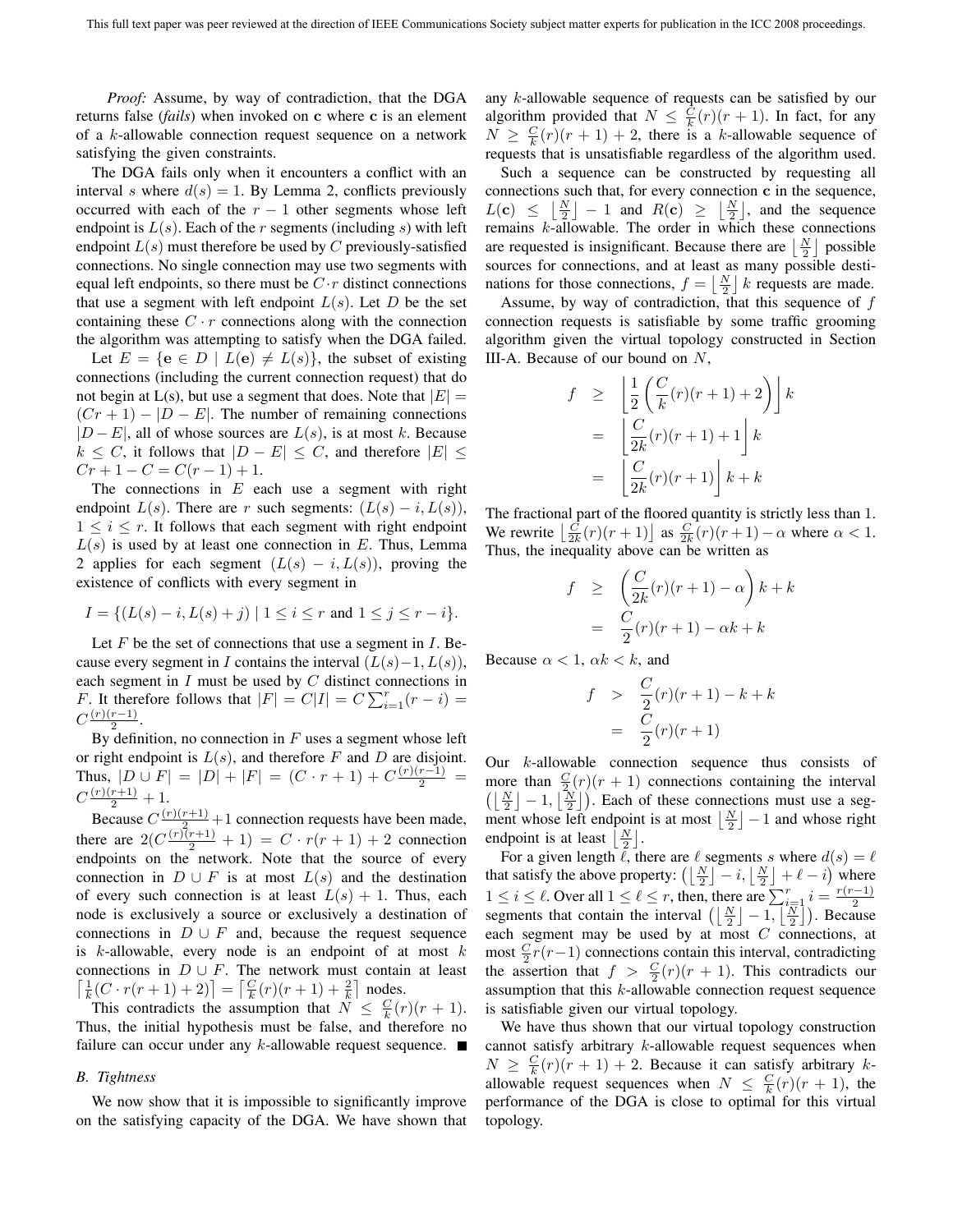*Proof:* Assume, by way of contradiction, that the DGA returns false (*fails*) when invoked on **c** where **c** is an element of a $k$-allowable connection request sequence on a network satisfying the given constraints.

The DGA fails only when it encounters a conflict with an interval $s$ where $d(s) = 1$. By Lemma 2, conflicts previously occurred with each of the $r - 1$ other segments whose left endpoint is $L(s)$. Each of the $r$ segments (including $s$) with left endpoint $L(s)$ must therefore be used by $C$ previously-satisfied connections. No single connection may use two segments with equal left endpoints, so there must be $C \cdot r$ distinct connections that use a segment with left endpoint $L(s)$. Let $D$ be the set containing these $C \cdot r$ connections along with the connection the algorithm was attempting to satisfy when the DGA failed.

Let $E = \{\mathbf{e} \in D \mid L(\mathbf{e}) \neq L(s)\}$, the subset of existing connections (including the current connection request) that do not begin at L(s), but use a segment that does. Note that $|E| = (Cr + 1) - |D - E|$. The number of remaining connections $|D - E|$, all of whose sources are $L(s)$, is at most $k$. Because $k \leq C$, it follows that $|D - E| \leq C$, and therefore $|E| \leq Cr + 1 - C = C(r - 1) + 1$.

The connections in $E$ each use a segment with right endpoint $L(s)$. There are $r$ such segments: $(L(s) - i, L(s))$, $1 \leq i \leq r$. It follows that each segment with right endpoint $L(s)$ is used by at least one connection in $E$. Thus, Lemma 2 applies for each segment $(L(s) - i, L(s))$, proving the existence of conflicts with every segment in

$$I = \{(L(s) - i, L(s) + j) \mid 1 \leq i \leq r \text{ and } 1 \leq j \leq r - i\}.$$

Let $F$ be the set of connections that use a segment in $I$. Because every segment in $I$ contains the interval $(L(s) - 1, L(s))$, each segment in $I$ must be used by $C$ distinct connections in $F$. It therefore follows that $|F| = C|I| = C \sum_{i=1}^{r} (r - i) = C\frac{(r)(r-1)}{2}$.

By definition, no connection in $F$ uses a segment whose left or right endpoint is $L(s)$, and therefore $F$ and $D$ are disjoint. Thus, $|D \cup F| = |D| + |F| = (C \cdot r + 1) + C\frac{(r)(r-1)}{2} = C\frac{(r)(r+1)}{2} + 1$.

Because $C\frac{(r)(r+1)}{2} + 1$ connection requests have been made, there are $2(C\frac{(r)(r+1)}{2} + 1) = C \cdot r(r + 1) + 2$ connection endpoints on the network. Note that the source of every connection in $D \cup F$ is at most $L(s)$ and the destination of every such connection is at least $L(s) + 1$. Thus, each node is exclusively a source or exclusively a destination of connections in $D \cup F$ and, because the request sequence is $k$-allowable, every node is an endpoint of at most $k$ connections in $D \cup F$. The network must contain at least $\left\lceil \frac{1}{k}(C \cdot r(r + 1) + 2) \right\rceil = \left\lceil \frac{C}{k}(r)(r + 1) + \frac{2}{k} \right\rceil$ nodes.

This contradicts the assumption that $N \leq \frac{C}{k}(r)(r + 1)$. Thus, the initial hypothesis must be false, and therefore no failure can occur under any $k$-allowable request sequence. ∎

### B. Tightness

We now show that it is impossible to significantly improve on the satisfying capacity of the DGA. We have shown that any $k$-allowable sequence of requests can be satisfied by our algorithm provided that $N \leq \frac{C}{k}(r)(r + 1)$. In fact, for any $N \geq \frac{C}{k}(r)(r + 1) + 2$, there is a $k$-allowable sequence of requests that is unsatisfiable regardless of the algorithm used.

Such a sequence can be constructed by requesting all connections such that, for every connection **c** in the sequence, $L(\mathbf{c}) \leq \left\lfloor \frac{N}{2} \right\rfloor - 1$ and $R(\mathbf{c}) \geq \left\lfloor \frac{N}{2} \right\rfloor$, and the sequence remains $k$-allowable. The order in which these connections are requested is insignificant. Because there are $\left\lfloor \frac{N}{2} \right\rfloor$ possible sources for connections, and at least as many possible destinations for those connections, $f = \left\lfloor \frac{N}{2} \right\rfloor k$ requests are made.

Assume, by way of contradiction, that this sequence of $f$ connection requests is satisfiable by some traffic grooming algorithm given the virtual topology constructed in Section III-A. Because of our bound on $N$,

$$\begin{aligned}
f &\geq \left\lfloor \frac{1}{2}\left(\frac{C}{k}(r)(r+1) + 2\right) \right\rfloor k \\
&= \left\lfloor \frac{C}{2k}(r)(r+1) + 1 \right\rfloor k \\
&= \left\lfloor \frac{C}{2k}(r)(r+1) \right\rfloor k + k
\end{aligned}$$

The fractional part of the floored quantity is strictly less than 1. We rewrite $\left\lfloor \frac{C}{2k}(r)(r+1) \right\rfloor$ as $\frac{C}{2k}(r)(r+1) - \alpha$ where $\alpha < 1$. Thus, the inequality above can be written as

$$\begin{aligned}
f &\geq \left(\frac{C}{2k}(r)(r+1) - \alpha\right) k + k \\
&= \frac{C}{2}(r)(r+1) - \alpha k + k
\end{aligned}$$

Because $\alpha < 1$, $\alpha k < k$, and

$$\begin{aligned}
f &> \frac{C}{2}(r)(r+1) - k + k \\
&= \frac{C}{2}(r)(r+1)
\end{aligned}$$

Our $k$-allowable connection sequence thus consists of more than $\frac{C}{2}(r)(r + 1)$ connections containing the interval $\left(\left\lfloor \frac{N}{2} \right\rfloor - 1, \left\lfloor \frac{N}{2} \right\rfloor\right)$. Each of these connections must use a segment whose left endpoint is at most $\left\lfloor \frac{N}{2} \right\rfloor - 1$ and whose right endpoint is at least $\left\lfloor \frac{N}{2} \right\rfloor$.

For a given length $\ell$, there are $\ell$ segments $s$ where $d(s) = \ell$ that satisfy the above property: $\left(\left\lfloor \frac{N}{2} \right\rfloor - i, \left\lfloor \frac{N}{2} \right\rfloor + \ell - i\right)$ where $1 \leq i \leq \ell$. Over all $1 \leq \ell \leq r$, then, there are $\sum_{i=1}^{r} i = \frac{r(r-1)}{2}$ segments that contain the interval $\left(\left\lfloor \frac{N}{2} \right\rfloor - 1, \left\lfloor \frac{N}{2} \right\rfloor\right)$. Because each segment may be used by at most $C$ connections, at most $\frac{C}{2}r(r-1)$ connections contain this interval, contradicting the assertion that $f > \frac{C}{2}(r)(r + 1)$. This contradicts our assumption that this $k$-allowable connection request sequence is satisfiable given our virtual topology.

We have thus shown that our virtual topology construction cannot satisfy arbitrary $k$-allowable request sequences when $N \geq \frac{C}{k}(r)(r + 1) + 2$. Because it can satisfy arbitrary $k$-allowable request sequences when $N \leq \frac{C}{k}(r)(r + 1)$, the performance of the DGA is close to optimal for this virtual topology.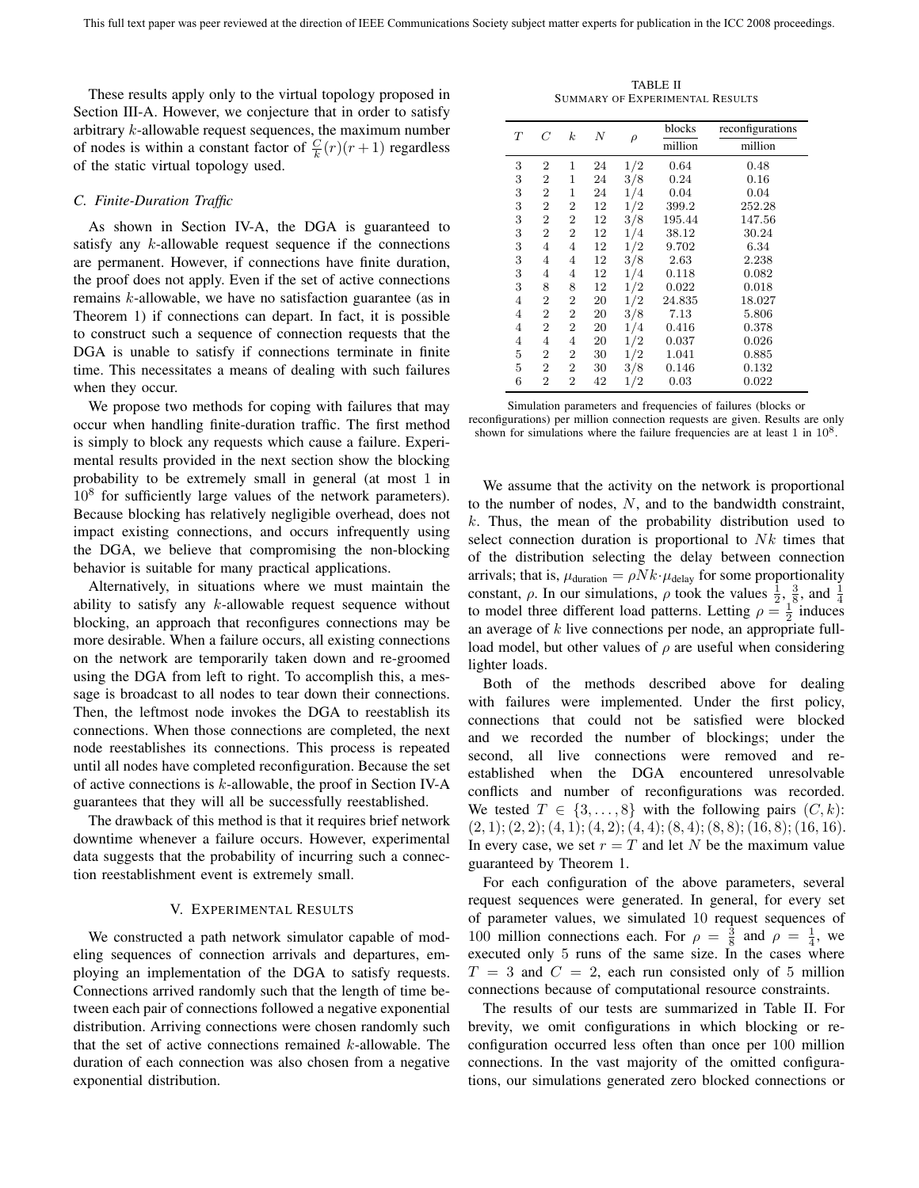These results apply only to the virtual topology proposed in Section III-A. However, we conjecture that in order to satisfy arbitrary $k$-allowable request sequences, the maximum number of nodes is within a constant factor of $\frac{C}{k}(r)(r+1)$ regardless of the static virtual topology used.

### C. Finite-Duration Traffic

As shown in Section IV-A, the DGA is guaranteed to satisfy any $k$-allowable request sequence if the connections are permanent. However, if connections have finite duration, the proof does not apply. Even if the set of active connections remains $k$-allowable, we have no satisfaction guarantee (as in Theorem 1) if connections can depart. In fact, it is possible to construct such a sequence of connection requests that the DGA is unable to satisfy if connections terminate in finite time. This necessitates a means of dealing with such failures when they occur.

We propose two methods for coping with failures that may occur when handling finite-duration traffic. The first method is simply to block any requests which cause a failure. Experimental results provided in the next section show the blocking probability to be extremely small in general (at most 1 in $10^8$ for sufficiently large values of the network parameters). Because blocking has relatively negligible overhead, does not impact existing connections, and occurs infrequently using the DGA, we believe that compromising the non-blocking behavior is suitable for many practical applications.

Alternatively, in situations where we must maintain the ability to satisfy any $k$-allowable request sequence without blocking, an approach that reconfigures connections may be more desirable. When a failure occurs, all existing connections on the network are temporarily taken down and re-groomed using the DGA from left to right. To accomplish this, a message is broadcast to all nodes to tear down their connections. Then, the leftmost node invokes the DGA to reestablish its connections. When those connections are completed, the next node reestablishes its connections. This process is repeated until all nodes have completed reconfiguration. Because the set of active connections is $k$-allowable, the proof in Section IV-A guarantees that they will all be successfully reestablished.

The drawback of this method is that it requires brief network downtime whenever a failure occurs. However, experimental data suggests that the probability of incurring such a connection reestablishment event is extremely small.

## V. Experimental Results

We constructed a path network simulator capable of modeling sequences of connection arrivals and departures, employing an implementation of the DGA to satisfy requests. Connections arrived randomly such that the length of time between each pair of connections followed a negative exponential distribution. Arriving connections were chosen randomly such that the set of active connections remained $k$-allowable. The duration of each connection was also chosen from a negative exponential distribution.

TABLE II
Summary of Experimental Results

| $T$ | $C$ | $k$ | $N$ | $\rho$ | blocks / million | reconfigurations / million |
|---|---|---|---|---|---|---|
| 3 | 2 | 1 | 24 | $1/2$ | 0.64 | 0.48 |
| 3 | 2 | 1 | 24 | $3/8$ | 0.24 | 0.16 |
| 3 | 2 | 1 | 24 | $1/4$ | 0.04 | 0.04 |
| 3 | 2 | 2 | 12 | $1/2$ | 399.2 | 252.28 |
| 3 | 2 | 2 | 12 | $3/8$ | 195.44 | 147.56 |
| 3 | 2 | 2 | 12 | $1/4$ | 38.12 | 30.24 |
| 3 | 4 | 4 | 12 | $1/2$ | 9.702 | 6.34 |
| 3 | 4 | 4 | 12 | $3/8$ | 2.63 | 2.238 |
| 3 | 4 | 4 | 12 | $1/4$ | 0.118 | 0.082 |
| 3 | 8 | 8 | 12 | $1/2$ | 0.022 | 0.018 |
| 4 | 2 | 2 | 20 | $1/2$ | 24.835 | 18.027 |
| 4 | 2 | 2 | 20 | $3/8$ | 7.13 | 5.806 |
| 4 | 2 | 2 | 20 | $1/4$ | 0.416 | 0.378 |
| 4 | 4 | 4 | 20 | $1/2$ | 0.037 | 0.026 |
| 5 | 2 | 2 | 30 | $1/2$ | 1.041 | 0.885 |
| 5 | 2 | 2 | 30 | $3/8$ | 0.146 | 0.132 |
| 6 | 2 | 2 | 42 | $1/2$ | 0.03 | 0.022 |

Simulation parameters and frequencies of failures (blocks or reconfigurations) per million connection requests are given. Results are only shown for simulations where the failure frequencies are at least 1 in $10^8$.

We assume that the activity on the network is proportional to the number of nodes, $N$, and to the bandwidth constraint, $k$. Thus, the mean of the probability distribution used to select connection duration is proportional to $Nk$ times that of the distribution selecting the delay between connection arrivals; that is, $\mu_{\text{duration}} = \rho N k \cdot \mu_{\text{delay}}$ for some proportionality constant, $\rho$. In our simulations, $\rho$ took the values $\frac{1}{2}$, $\frac{3}{8}$, and $\frac{1}{4}$ to model three different load patterns. Letting $\rho = \frac{1}{2}$ induces an average of $k$ live connections per node, an appropriate full-load model, but other values of $\rho$ are useful when considering lighter loads.

Both of the methods described above for dealing with failures were implemented. Under the first policy, connections that could not be satisfied were blocked and we recorded the number of blockings; under the second, all live connections were removed and re-established when the DGA encountered unresolvable conflicts and number of reconfigurations was recorded. We tested $T \in \{3, \dots, 8\}$ with the following pairs $(C, k)$: $(2,1); (2,2); (4,1); (4,2); (4,4); (8,4); (8,8); (16,8); (16,16)$. In every case, we set $r = T$ and let $N$ be the maximum value guaranteed by Theorem 1.

For each configuration of the above parameters, several request sequences were generated. In general, for every set of parameter values, we simulated 10 request sequences of 100 million connections each. For $\rho = \frac{3}{8}$ and $\rho = \frac{1}{4}$, we executed only 5 runs of the same size. In the cases where $T = 3$ and $C = 2$, each run consisted only of 5 million connections because of computational resource constraints.

The results of our tests are summarized in Table II. For brevity, we omit configurations in which blocking or reconfiguration occurred less often than once per 100 million connections. In the vast majority of the omitted configurations, our simulations generated zero blocked connections or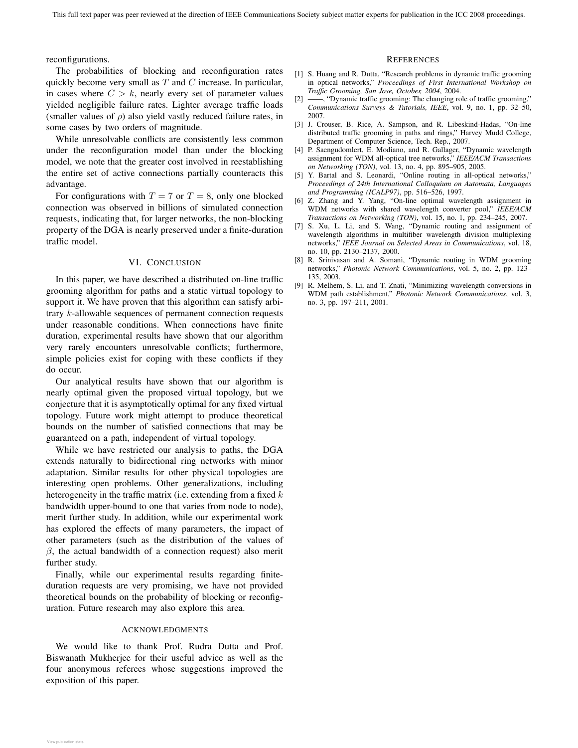reconfigurations.

The probabilities of blocking and reconfiguration rates quickly become very small as $T$ and $C$ increase. In particular, in cases where $C > k$, nearly every set of parameter values yielded negligible failure rates. Lighter average traffic loads (smaller values of $\rho$) also yield vastly reduced failure rates, in some cases by two orders of magnitude.

While unresolvable conflicts are consistently less common under the reconfiguration model than under the blocking model, we note that the greater cost involved in reestablishing the entire set of active connections partially counteracts this advantage.

For configurations with $T = 7$ or $T = 8$, only one blocked connection was observed in billions of simulated connection requests, indicating that, for larger networks, the non-blocking property of the DGA is nearly preserved under a finite-duration traffic model.

## VI. Conclusion

In this paper, we have described a distributed on-line traffic grooming algorithm for paths and a static virtual topology to support it. We have proven that this algorithm can satisfy arbitrary $k$-allowable sequences of permanent connection requests under reasonable conditions. When connections have finite duration, experimental results have shown that our algorithm very rarely encounters unresolvable conflicts; furthermore, simple policies exist for coping with these conflicts if they do occur.

Our analytical results have shown that our algorithm is nearly optimal given the proposed virtual topology, but we conjecture that it is asymptotically optimal for any fixed virtual topology. Future work might attempt to produce theoretical bounds on the number of satisfied connections that may be guaranteed on a path, independent of virtual topology.

While we have restricted our analysis to paths, the DGA extends naturally to bidirectional ring networks with minor adaptation. Similar results for other physical topologies are interesting open problems. Other generalizations, including heterogeneity in the traffic matrix (i.e. extending from a fixed $k$ bandwidth upper-bound to one that varies from node to node), merit further study. In addition, while our experimental work has explored the effects of many parameters, the impact of other parameters (such as the distribution of the values of $\beta$, the actual bandwidth of a connection request) also merit further study.

Finally, while our experimental results regarding finite-duration requests are very promising, we have not provided theoretical bounds on the probability of blocking or reconfiguration. Future research may also explore this area.

## Acknowledgments

We would like to thank Prof. Rudra Dutta and Prof. Biswanath Mukherjee for their useful advice as well as the four anonymous referees whose suggestions improved the exposition of this paper.

## References

[1] S. Huang and R. Dutta, "Research problems in dynamic traffic grooming in optical networks," *Proceedings of First International Workshop on Traffic Grooming, San Jose, October, 2004*, 2004.

[2] ——, "Dynamic traffic grooming: The changing role of traffic grooming," *Communications Surveys & Tutorials, IEEE*, vol. 9, no. 1, pp. 32–50, 2007.

[3] J. Crouser, B. Rice, A. Sampson, and R. Libeskind-Hadas, "On-line distributed traffic grooming in paths and rings," Harvey Mudd College, Department of Computer Science, Tech. Rep., 2007.

[4] P. Saengudomlert, E. Modiano, and R. Gallager, "Dynamic wavelength assignment for WDM all-optical tree networks," *IEEE/ACM Transactions on Networking (TON)*, vol. 13, no. 4, pp. 895–905, 2005.

[5] Y. Bartal and S. Leonardi, "Online routing in all-optical networks," *Proceedings of 24th International Colloquium on Automata, Languages and Programming (ICALP97)*, pp. 516–526, 1997.

[6] Z. Zhang and Y. Yang, "On-line optimal wavelength assignment in WDM networks with shared wavelength converter pool," *IEEE/ACM Transactions on Networking (TON)*, vol. 15, no. 1, pp. 234–245, 2007.

[7] S. Xu, L. Li, and S. Wang, "Dynamic routing and assignment of wavelength algorithms in multifiber wavelength division multiplexing networks," *IEEE Journal on Selected Areas in Communications*, vol. 18, no. 10, pp. 2130–2137, 2000.

[8] R. Srinivasan and A. Somani, "Dynamic routing in WDM grooming networks," *Photonic Network Communications*, vol. 5, no. 2, pp. 123–135, 2003.

[9] R. Melhem, S. Li, and T. Znati, "Minimizing wavelength conversions in WDM path establishment," *Photonic Network Communications*, vol. 3, no. 3, pp. 197–211, 2001.